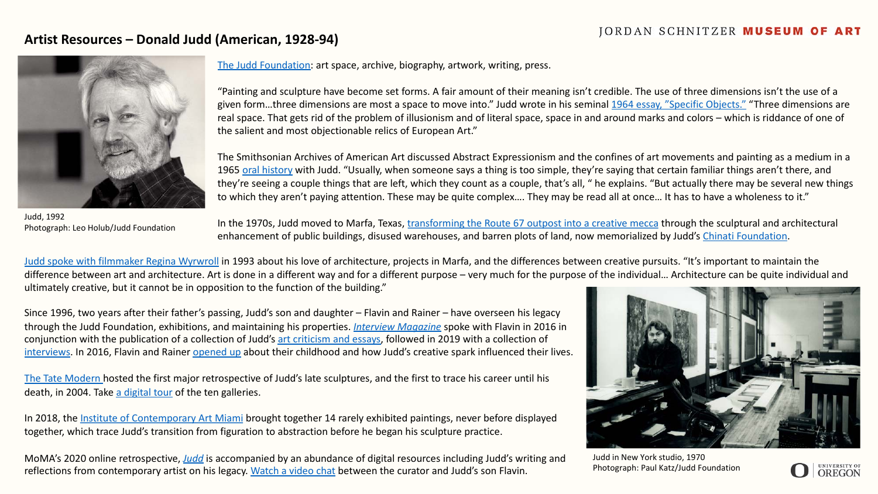## Artist Resources – Donald Judd (American, 1928-94)

Judd, 1992
Photograph: Leo Holub/Judd Foundation

The Judd Foundation: art space, archive, biography, artwork, writing, press.

"Painting and sculpture have become set forms. A fair amount of their meaning isn't credible. The use of three dimensions isn't the use of a given form…three dimensions are most a space to move into." Judd wrote in his seminal 1964 essay, "Specific Objects." "Three dimensions are real space. That gets rid of the problem of illusionism and of literal space, space in and around marks and colors – which is riddance of one of the salient and most objectionable relics of European Art."

The Smithsonian Archives of American Art discussed Abstract Expressionism and the confines of art movements and painting as a medium in a 1965 oral history with Judd. "Usually, when someone says a thing is too simple, they're saying that certain familiar things aren't there, and they're seeing a couple things that are left, which they count as a couple, that's all, " he explains. "But actually there may be several new things to which they aren't paying attention. These may be quite complex…. They may be read all at once… It has to have a wholeness to it."

In the 1970s, Judd moved to Marfa, Texas, transforming the Route 67 outpost into a creative mecca through the sculptural and architectural enhancement of public buildings, disused warehouses, and barren plots of land, now memorialized by Judd's Chinati Foundation.

Judd spoke with filmmaker Regina Wyrwroll in 1993 about his love of architecture, projects in Marfa, and the differences between creative pursuits. "It's important to maintain the difference between art and architecture. Art is done in a different way and for a different purpose – very much for the purpose of the individual… Architecture can be quite individual and ultimately creative, but it cannot be in opposition to the function of the building."

Since 1996, two years after their father's passing, Judd's son and daughter – Flavin and Rainer – have overseen his legacy through the Judd Foundation, exhibitions, and maintaining his properties. *Interview Magazine* spoke with Flavin in 2016 in conjunction with the publication of a collection of Judd's art criticism and essays, followed in 2019 with a collection of interviews. In 2016, Flavin and Rainer opened up about their childhood and how Judd's creative spark influenced their lives.

The Tate Modern hosted the first major retrospective of Judd's late sculptures, and the first to trace his career until his death, in 2004. Take a digital tour of the ten galleries.

In 2018, the Institute of Contemporary Art Miami brought together 14 rarely exhibited paintings, never before displayed together, which trace Judd's transition from figuration to abstraction before he began his sculpture practice.

MoMA's 2020 online retrospective, *Judd* is accompanied by an abundance of digital resources including Judd's writing and reflections from contemporary artist on his legacy. Watch a video chat between the curator and Judd's son Flavin.

Judd in New York studio, 1970
Photograph: Paul Katz/Judd Foundation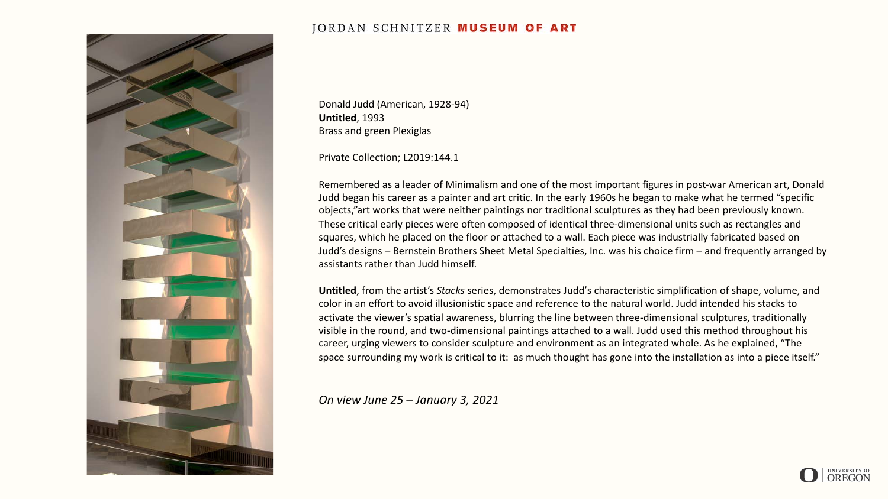JORDAN SCHNITZER **MUSEUM OF ART**

Donald Judd (American, 1928-94)
**Untitled**, 1993
Brass and green Plexiglas

Private Collection; L2019:144.1

Remembered as a leader of Minimalism and one of the most important figures in post-war American art, Donald Judd began his career as a painter and art critic. In the early 1960s he began to make what he termed “specific objects,”art works that were neither paintings nor traditional sculptures as they had been previously known. These critical early pieces were often composed of identical three-dimensional units such as rectangles and squares, which he placed on the floor or attached to a wall. Each piece was industrially fabricated based on Judd’s designs – Bernstein Brothers Sheet Metal Specialties, Inc. was his choice firm – and frequently arranged by assistants rather than Judd himself.

**Untitled**, from the artist’s *Stacks* series, demonstrates Judd’s characteristic simplification of shape, volume, and color in an effort to avoid illusionistic space and reference to the natural world. Judd intended his stacks to activate the viewer’s spatial awareness, blurring the line between three-dimensional sculptures, traditionally visible in the round, and two-dimensional paintings attached to a wall. Judd used this method throughout his career, urging viewers to consider sculpture and environment as an integrated whole. As he explained, “The space surrounding my work is critical to it: as much thought has gone into the installation as into a piece itself.”

*On view June 25 – January 3, 2021*

UNIVERSITY OF OREGON